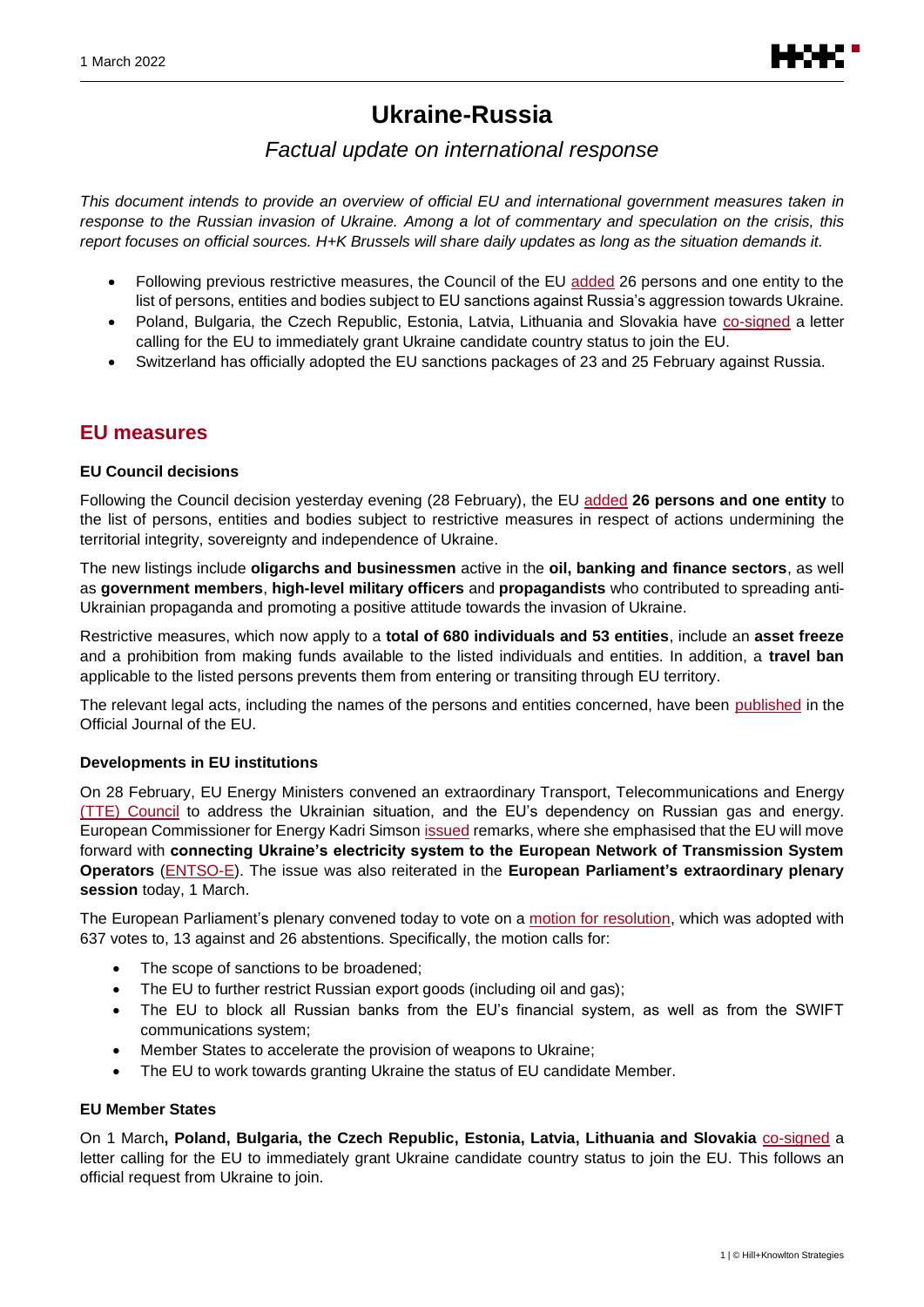# Ukraine-Russia

## *Factual update on international response*

*This document intends to provide an overview of official EU and international government measures taken in response to the Russian invasion of Ukraine. Among a lot of commentary and speculation on the crisis, this report focuses on official sources. H+K Brussels will share daily updates as long as the situation demands it.*

- Following previous restrictive measures, the Council of the EU added 26 persons and one entity to the list of persons, entities and bodies subject to EU sanctions against Russia's aggression towards Ukraine.
- Poland, Bulgaria, the Czech Republic, Estonia, Latvia, Lithuania and Slovakia have co-signed a letter calling for the EU to immediately grant Ukraine candidate country status to join the EU.
- Switzerland has officially adopted the EU sanctions packages of 23 and 25 February against Russia.

## EU measures

### EU Council decisions

Following the Council decision yesterday evening (28 February), the EU added **26 persons and one entity** to the list of persons, entities and bodies subject to restrictive measures in respect of actions undermining the territorial integrity, sovereignty and independence of Ukraine.

The new listings include **oligarchs and businessmen** active in the **oil, banking and finance sectors**, as well as **government members**, **high-level military officers** and **propagandists** who contributed to spreading anti-Ukrainian propaganda and promoting a positive attitude towards the invasion of Ukraine.

Restrictive measures, which now apply to a **total of 680 individuals and 53 entities**, include an **asset freeze** and a prohibition from making funds available to the listed individuals and entities. In addition, a **travel ban** applicable to the listed persons prevents them from entering or transiting through EU territory.

The relevant legal acts, including the names of the persons and entities concerned, have been published in the Official Journal of the EU.

### Developments in EU institutions

On 28 February, EU Energy Ministers convened an extraordinary Transport, Telecommunications and Energy (TTE) Council to address the Ukrainian situation, and the EU's dependency on Russian gas and energy. European Commissioner for Energy Kadri Simson issued remarks, where she emphasised that the EU will move forward with **connecting Ukraine's electricity system to the European Network of Transmission System Operators** (ENTSO-E). The issue was also reiterated in the **European Parliament's extraordinary plenary session** today, 1 March.

The European Parliament's plenary convened today to vote on a motion for resolution, which was adopted with 637 votes to, 13 against and 26 abstentions. Specifically, the motion calls for:

- The scope of sanctions to be broadened;
- The EU to further restrict Russian export goods (including oil and gas);
- The EU to block all Russian banks from the EU's financial system, as well as from the SWIFT communications system;
- Member States to accelerate the provision of weapons to Ukraine;
- The EU to work towards granting Ukraine the status of EU candidate Member.

### EU Member States

On 1 March**, Poland, Bulgaria, the Czech Republic, Estonia, Latvia, Lithuania and Slovakia** co-signed a letter calling for the EU to immediately grant Ukraine candidate country status to join the EU. This follows an official request from Ukraine to join.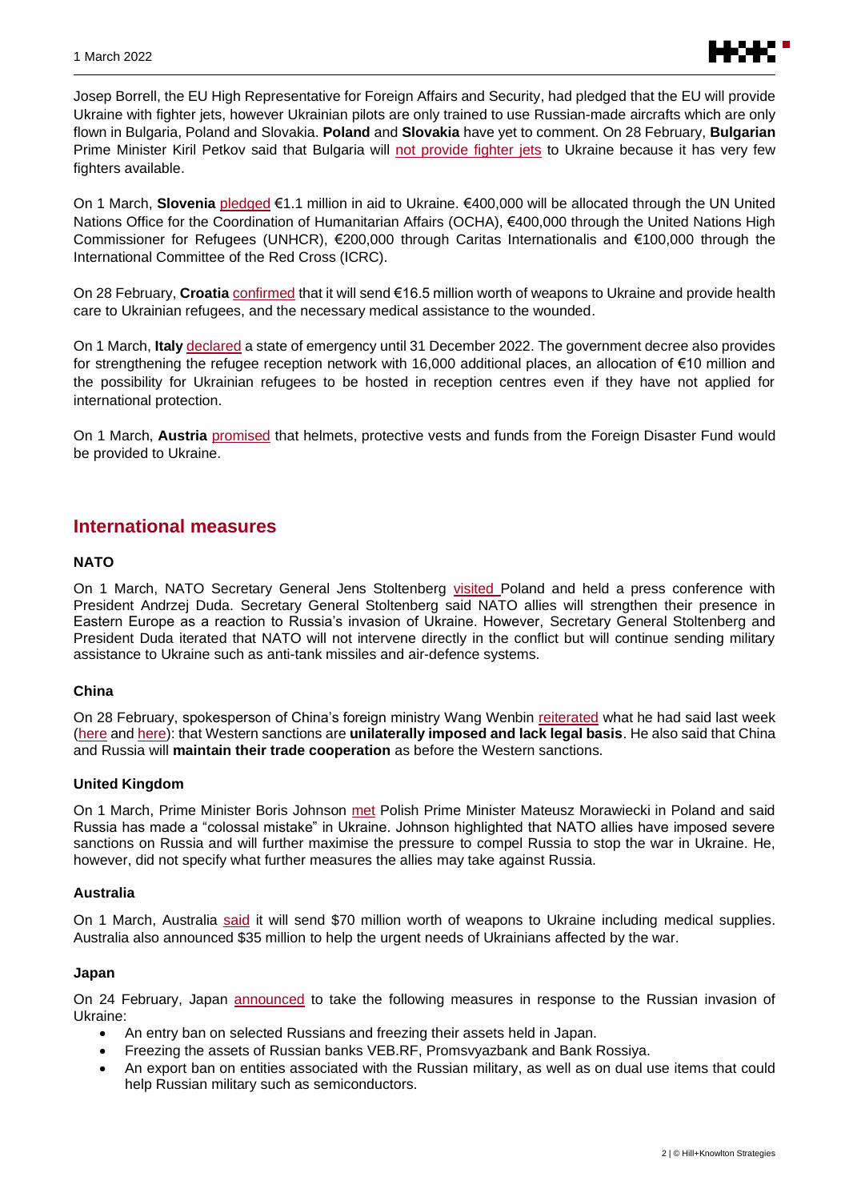Josep Borrell, the EU High Representative for Foreign Affairs and Security, had pledged that the EU will provide Ukraine with fighter jets, however Ukrainian pilots are only trained to use Russian-made aircrafts which are only flown in Bulgaria, Poland and Slovakia. **Poland** and **Slovakia** have yet to comment. On 28 February, **Bulgarian** Prime Minister Kiril Petkov said that Bulgaria will not provide fighter jets to Ukraine because it has very few fighters available.

On 1 March, **Slovenia** pledged €1.1 million in aid to Ukraine. €400,000 will be allocated through the UN United Nations Office for the Coordination of Humanitarian Affairs (OCHA), €400,000 through the United Nations High Commissioner for Refugees (UNHCR), €200,000 through Caritas Internationalis and €100,000 through the International Committee of the Red Cross (ICRC).

On 28 February, **Croatia** confirmed that it will send €16.5 million worth of weapons to Ukraine and provide health care to Ukrainian refugees, and the necessary medical assistance to the wounded.

On 1 March, **Italy** declared a state of emergency until 31 December 2022. The government decree also provides for strengthening the refugee reception network with 16,000 additional places, an allocation of €10 million and the possibility for Ukrainian refugees to be hosted in reception centres even if they have not applied for international protection.

On 1 March, **Austria** promised that helmets, protective vests and funds from the Foreign Disaster Fund would be provided to Ukraine.

## International measures

### NATO

On 1 March, NATO Secretary General Jens Stoltenberg visited Poland and held a press conference with President Andrzej Duda. Secretary General Stoltenberg said NATO allies will strengthen their presence in Eastern Europe as a reaction to Russia's invasion of Ukraine. However, Secretary General Stoltenberg and President Duda iterated that NATO will not intervene directly in the conflict but will continue sending military assistance to Ukraine such as anti-tank missiles and air-defence systems.

### China

On 28 February, spokesperson of China's foreign ministry Wang Wenbin reiterated what he had said last week (here and here): that Western sanctions are **unilaterally imposed and lack legal basis**. He also said that China and Russia will **maintain their trade cooperation** as before the Western sanctions.

### United Kingdom

On 1 March, Prime Minister Boris Johnson met Polish Prime Minister Mateusz Morawiecki in Poland and said Russia has made a "colossal mistake" in Ukraine. Johnson highlighted that NATO allies have imposed severe sanctions on Russia and will further maximise the pressure to compel Russia to stop the war in Ukraine. He, however, did not specify what further measures the allies may take against Russia.

### Australia

On 1 March, Australia said it will send $70 million worth of weapons to Ukraine including medical supplies. Australia also announced $35 million to help the urgent needs of Ukrainians affected by the war.

### Japan

On 24 February, Japan announced to take the following measures in response to the Russian invasion of Ukraine:

- An entry ban on selected Russians and freezing their assets held in Japan.
- Freezing the assets of Russian banks VEB.RF, Promsvyazbank and Bank Rossiya.
- An export ban on entities associated with the Russian military, as well as on dual use items that could help Russian military such as semiconductors.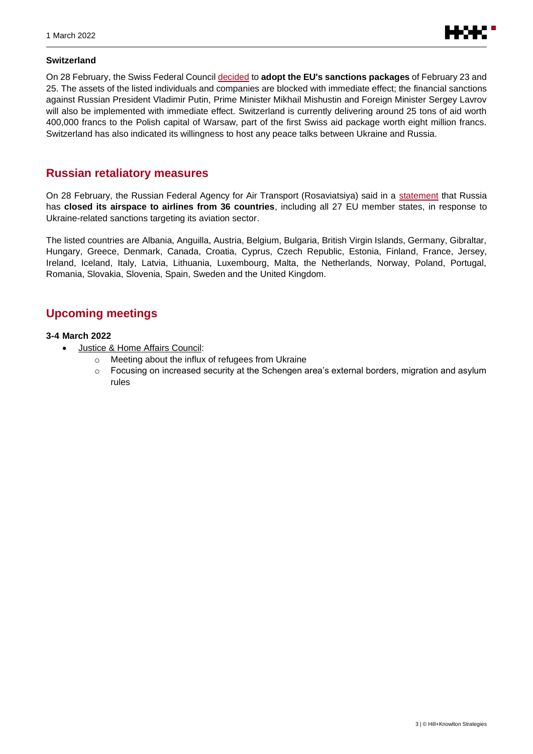**Switzerland**

On 28 February, the Swiss Federal Council decided to **adopt the EU's sanctions packages** of February 23 and 25. The assets of the listed individuals and companies are blocked with immediate effect; the financial sanctions against Russian President Vladimir Putin, Prime Minister Mikhail Mishustin and Foreign Minister Sergey Lavrov will also be implemented with immediate effect. Switzerland is currently delivering around 25 tons of aid worth 400,000 francs to the Polish capital of Warsaw, part of the first Swiss aid package worth eight million francs. Switzerland has also indicated its willingness to host any peace talks between Ukraine and Russia.

## Russian retaliatory measures

On 28 February, the Russian Federal Agency for Air Transport (Rosaviatsiya) said in a statement that Russia has **closed its airspace to airlines from 36 countries**, including all 27 EU member states, in response to Ukraine-related sanctions targeting its aviation sector.

The listed countries are Albania, Anguilla, Austria, Belgium, Bulgaria, British Virgin Islands, Germany, Gibraltar, Hungary, Greece, Denmark, Canada, Croatia, Cyprus, Czech Republic, Estonia, Finland, France, Jersey, Ireland, Iceland, Italy, Latvia, Lithuania, Luxembourg, Malta, the Netherlands, Norway, Poland, Portugal, Romania, Slovakia, Slovenia, Spain, Sweden and the United Kingdom.

## Upcoming meetings

**3-4 March 2022**

- Justice & Home Affairs Council:
  - Meeting about the influx of refugees from Ukraine
  - Focusing on increased security at the Schengen area's external borders, migration and asylum rules